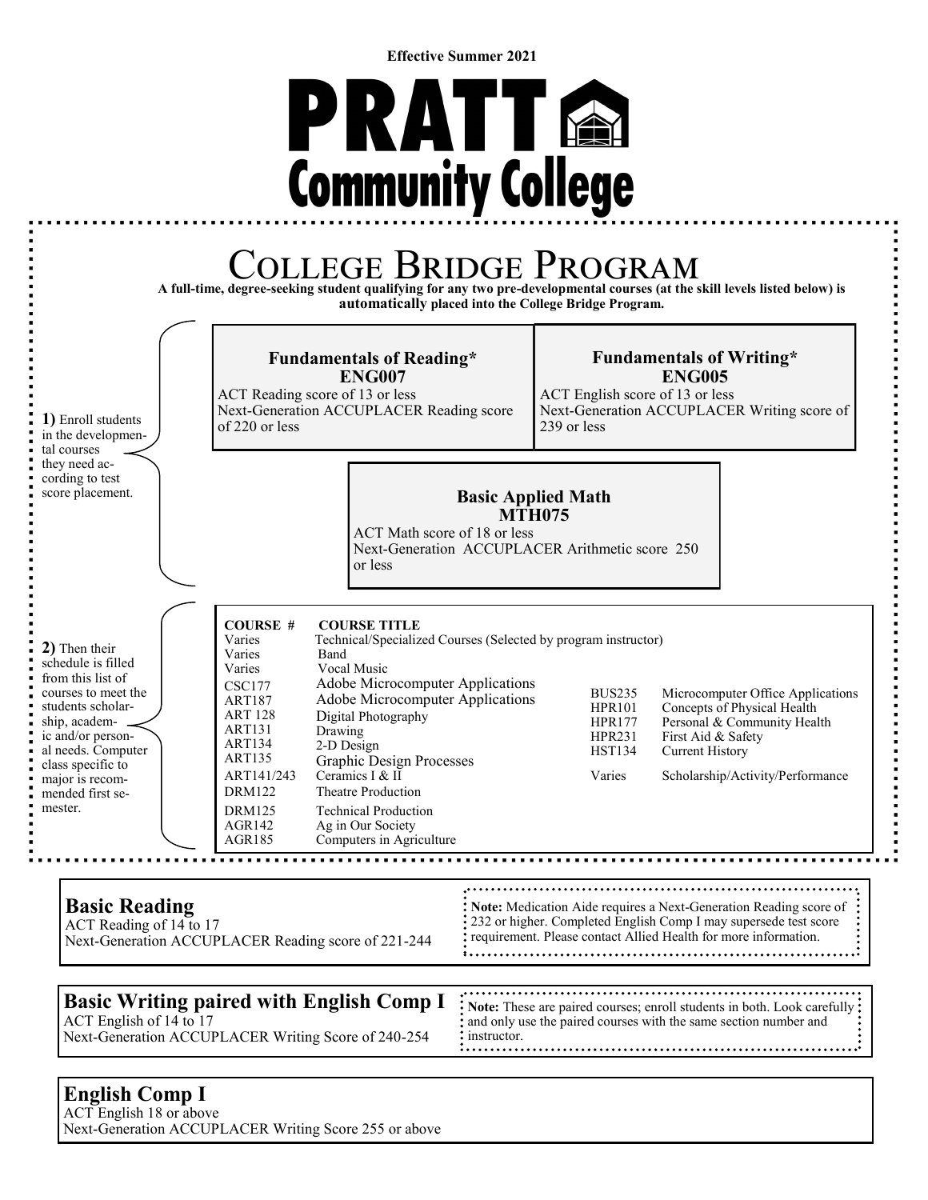Effective Summer 2021

# PRATT Community College

## College Bridge Program

**A full-time, degree-seeking student qualifying for any two pre-developmental courses (at the skill levels listed below) is automatically placed into the College Bridge Program.**

**1)** Enroll students in the developmental courses they need according to test score placement.

### Fundamentals of Reading* ENG007

ACT Reading score of 13 or less
Next-Generation ACCUPLACER Reading score of 220 or less

### Fundamentals of Writing* ENG005

ACT English score of 13 or less
Next-Generation ACCUPLACER Writing score of 239 or less

### Basic Applied Math MTH075

ACT Math score of 18 or less
Next-Generation ACCUPLACER Arithmetic score 250 or less

**2)** Then their schedule is filled from this list of courses to meet the students scholarship, academic and/or personal needs. Computer class specific to major is recommended first semester.

| COURSE # | COURSE TITLE |
|---|---|
| Varies | Technical/Specialized Courses (Selected by program instructor) |
| Varies | Band |
| Varies | Vocal Music |
| CSC177 | Adobe Microcomputer Applications |
| ART187 | Adobe Microcomputer Applications |
| ART 128 | Digital Photography |
| ART131 | Drawing |
| ART134 | 2-D Design |
| ART135 | Graphic Design Processes |
| ART141/243 | Ceramics I & II |
| DRM122 | Theatre Production |
| DRM125 | Technical Production |
| AGR142 | Ag in Our Society |
| AGR185 | Computers in Agriculture |
| BUS235 | Microcomputer Office Applications |
| HPR101 | Concepts of Physical Health |
| HPR177 | Personal & Community Health |
| HPR231 | First Aid & Safety |
| HST134 | Current History |
| Varies | Scholarship/Activity/Performance |

### Basic Reading

ACT Reading of 14 to 17
Next-Generation ACCUPLACER Reading score of 221-244

**Note:** Medication Aide requires a Next-Generation Reading score of 232 or higher. Completed English Comp I may supersede test score requirement. Please contact Allied Health for more information.

### Basic Writing paired with English Comp I

ACT English of 14 to 17
Next-Generation ACCUPLACER Writing Score of 240-254

**Note:** These are paired courses; enroll students in both. Look carefully and only use the paired courses with the same section number and instructor.

### English Comp I

ACT English 18 or above
Next-Generation ACCUPLACER Writing Score 255 or above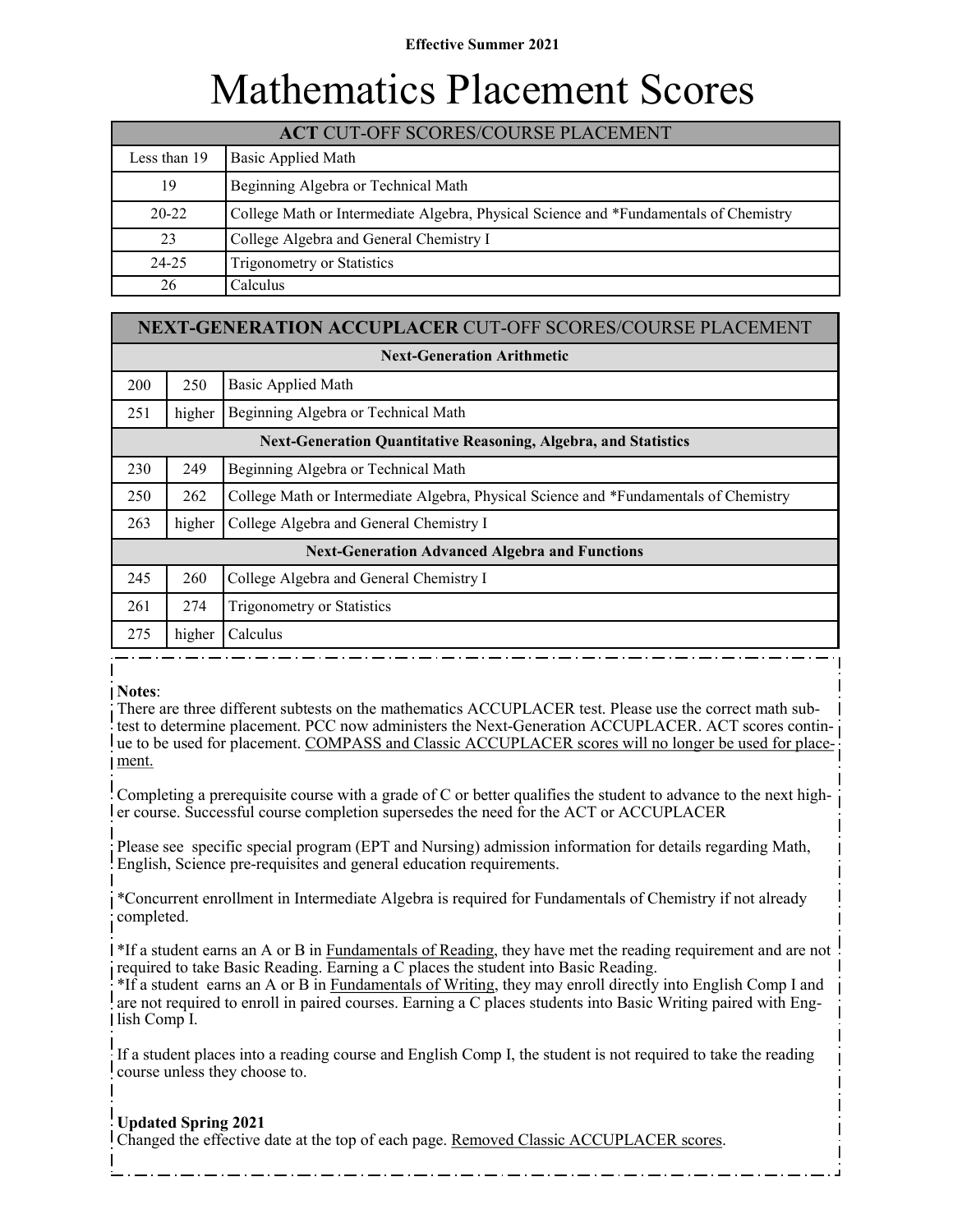**Effective Summer 2021**

# Mathematics Placement Scores

| **ACT** CUT-OFF SCORES/COURSE PLACEMENT | |
|---|---|
| Less than 19 | Basic Applied Math |
| 19 | Beginning Algebra or Technical Math |
| 20-22 | College Math or Intermediate Algebra, Physical Science and *Fundamentals of Chemistry |
| 23 | College Algebra and General Chemistry I |
| 24-25 | Trigonometry or Statistics |
| 26 | Calculus |

| **NEXT-GENERATION ACCUPLACER** CUT-OFF SCORES/COURSE PLACEMENT | | |
|---|---|---|
| **Next-Generation Arithmetic** | | |
| 200 | 250 | Basic Applied Math |
| 251 | higher | Beginning Algebra or Technical Math |
| **Next-Generation Quantitative Reasoning, Algebra, and Statistics** | | |
| 230 | 249 | Beginning Algebra or Technical Math |
| 250 | 262 | College Math or Intermediate Algebra, Physical Science and *Fundamentals of Chemistry |
| 263 | higher | College Algebra and General Chemistry I |
| **Next-Generation Advanced Algebra and Functions** | | |
| 245 | 260 | College Algebra and General Chemistry I |
| 261 | 274 | Trigonometry or Statistics |
| 275 | higher | Calculus |

**Notes**:
There are three different subtests on the mathematics ACCUPLACER test. Please use the correct math subtest to determine placement. PCC now administers the Next-Generation ACCUPLACER. ACT scores continue to be used for placement. COMPASS and Classic ACCUPLACER scores will no longer be used for placement.

Completing a prerequisite course with a grade of C or better qualifies the student to advance to the next higher course. Successful course completion supersedes the need for the ACT or ACCUPLACER

Please see specific special program (EPT and Nursing) admission information for details regarding Math, English, Science pre-requisites and general education requirements.

*Concurrent enrollment in Intermediate Algebra is required for Fundamentals of Chemistry if not already completed.

*If a student earns an A or B in Fundamentals of Reading, they have met the reading requirement and are not required to take Basic Reading. Earning a C places the student into Basic Reading.
*If a student earns an A or B in Fundamentals of Writing, they may enroll directly into English Comp I and are not required to enroll in paired courses. Earning a C places students into Basic Writing paired with English Comp I.

If a student places into a reading course and English Comp I, the student is not required to take the reading course unless they choose to.

**Updated Spring 2021**
Changed the effective date at the top of each page. Removed Classic ACCUPLACER scores.